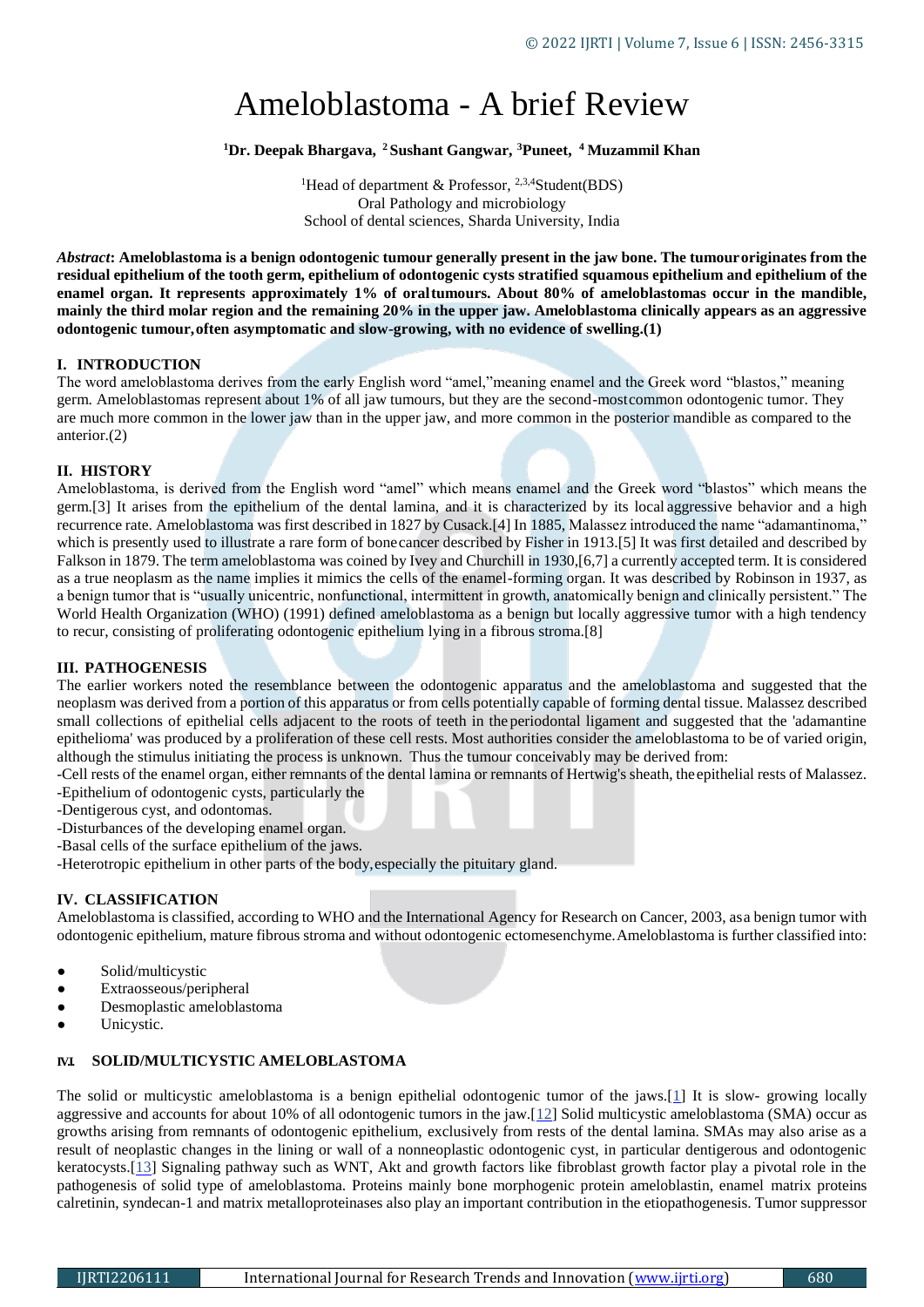# Ameloblastoma - A brief Review

**[1]Dr. Deepak Bhargava, [2]Sushant Gangwar, [3]Puneet, [4]Muzammil Khan**

[1]Head of department & Professor, [2,3,4]Student(BDS)
Oral Pathology and microbiology
School of dental sciences, Sharda University, India

***Abstract*: Ameloblastoma is a benign odontogenic tumour generally present in the jaw bone. The tumour originates from the residual epithelium of the tooth germ, epithelium of odontogenic cysts stratified squamous epithelium and epithelium of the enamel organ. It represents approximately 1% of oral tumours. About 80% of ameloblastomas occur in the mandible, mainly the third molar region and the remaining 20% in the upper jaw. Ameloblastoma clinically appears as an aggressive odontogenic tumour, often asymptomatic and slow-growing, with no evidence of swelling.(1)**

## I. INTRODUCTION

The word ameloblastoma derives from the early English word "amel," meaning enamel and the Greek word "blastos," meaning germ. Ameloblastomas represent about 1% of all jaw tumours, but they are the second-most common odontogenic tumor. They are much more common in the lower jaw than in the upper jaw, and more common in the posterior mandible as compared to the anterior.(2)

## II. HISTORY

Ameloblastoma, is derived from the English word "amel" which means enamel and the Greek word "blastos" which means the germ.[3] It arises from the epithelium of the dental lamina, and it is characterized by its local aggressive behavior and a high recurrence rate. Ameloblastoma was first described in 1827 by Cusack.[4] In 1885, Malassez introduced the name "adamantinoma," which is presently used to illustrate a rare form of bone cancer described by Fisher in 1913.[5] It was first detailed and described by Falkson in 1879. The term ameloblastoma was coined by Ivey and Churchill in 1930,[6,7] a currently accepted term. It is considered as a true neoplasm as the name implies it mimics the cells of the enamel-forming organ. It was described by Robinson in 1937, as a benign tumor that is "usually unicentric, nonfunctional, intermittent in growth, anatomically benign and clinically persistent." The World Health Organization (WHO) (1991) defined ameloblastoma as a benign but locally aggressive tumor with a high tendency to recur, consisting of proliferating odontogenic epithelium lying in a fibrous stroma.[8]

## III. PATHOGENESIS

The earlier workers noted the resemblance between the odontogenic apparatus and the ameloblastoma and suggested that the neoplasm was derived from a portion of this apparatus or from cells potentially capable of forming dental tissue. Malassez described small collections of epithelial cells adjacent to the roots of teeth in the periodontal ligament and suggested that the 'adamantine epithelioma' was produced by a proliferation of these cell rests. Most authorities consider the ameloblastoma to be of varied origin, although the stimulus initiating the process is unknown. Thus the tumour conceivably may be derived from:

-Cell rests of the enamel organ, either remnants of the dental lamina or remnants of Hertwig's sheath, the epithelial rests of Malassez.
-Epithelium of odontogenic cysts, particularly the
-Dentigerous cyst, and odontomas.
-Disturbances of the developing enamel organ.
-Basal cells of the surface epithelium of the jaws.
-Heterotropic epithelium in other parts of the body, especially the pituitary gland.

## IV. CLASSIFICATION

Ameloblastoma is classified, according to WHO and the International Agency for Research on Cancer, 2003, as a benign tumor with odontogenic epithelium, mature fibrous stroma and without odontogenic ectomesenchyme. Ameloblastoma is further classified into:

- Solid/multicystic
- Extraosseous/peripheral
- Desmoplastic ameloblastoma
- Unicystic.

### IV.I SOLID/MULTICYSTIC AMELOBLASTOMA

The solid or multicystic ameloblastoma is a benign epithelial odontogenic tumor of the jaws.[1] It is slow- growing locally aggressive and accounts for about 10% of all odontogenic tumors in the jaw.[12] Solid multicystic ameloblastoma (SMA) occur as growths arising from remnants of odontogenic epithelium, exclusively from rests of the dental lamina. SMAs may also arise as a result of neoplastic changes in the lining or wall of a nonneoplastic odontogenic cyst, in particular dentigerous and odontogenic keratocysts.[13] Signaling pathway such as WNT, Akt and growth factors like fibroblast growth factor play a pivotal role in the pathogenesis of solid type of ameloblastoma. Proteins mainly bone morphogenic protein ameloblastin, enamel matrix proteins calretinin, syndecan-1 and matrix metalloproteinases also play an important contribution in the etiopathogenesis. Tumor suppressor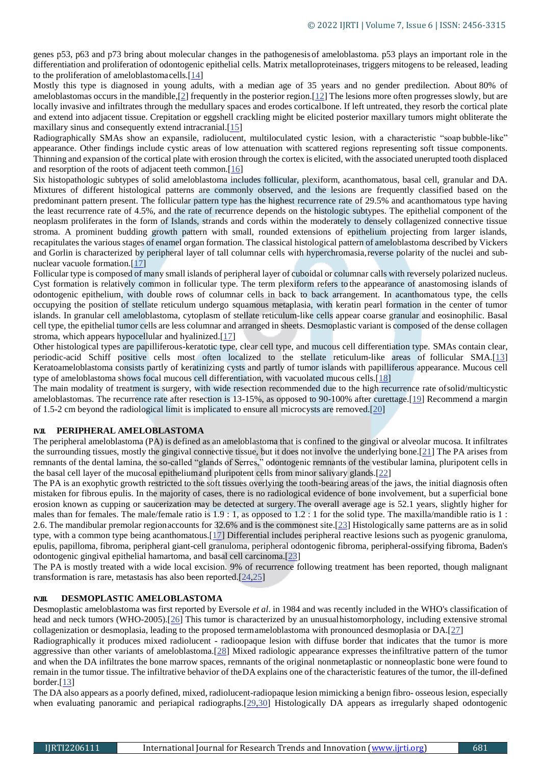genes p53, p63 and p73 bring about molecular changes in the pathogenesis of ameloblastoma. p53 plays an important role in the differentiation and proliferation of odontogenic epithelial cells. Matrix metalloproteinases, triggers mitogens to be released, leading to the proliferation of ameloblastoma cells.[14]

Mostly this type is diagnosed in young adults, with a median age of 35 years and no gender predilection. About 80% of ameloblastomas occurs in the mandible,[2] frequently in the posterior region.[12] The lesions more often progresses slowly, but are locally invasive and infiltrates through the medullary spaces and erodes cortical bone. If left untreated, they resorb the cortical plate and extend into adjacent tissue. Crepitation or eggshell crackling might be elicited posterior maxillary tumors might obliterate the maxillary sinus and consequently extend intracranial.[15]

Radiographically SMAs show an expansile, radiolucent, multiloculated cystic lesion, with a characteristic "soap bubble-like" appearance. Other findings include cystic areas of low attenuation with scattered regions representing soft tissue components. Thinning and expansion of the cortical plate with erosion through the cortex is elicited, with the associated unerupted tooth displaced and resorption of the roots of adjacent teeth common.[16]

Six histopathologic subtypes of solid ameloblastoma includes follicular, plexiform, acanthomatous, basal cell, granular and DA. Mixtures of different histological patterns are commonly observed, and the lesions are frequently classified based on the predominant pattern present. The follicular pattern type has the highest recurrence rate of 29.5% and acanthomatous type having the least recurrence rate of 4.5%, and the rate of recurrence depends on the histologic subtypes. The epithelial component of the neoplasm proliferates in the form of Islands, strands and cords within the moderately to densely collagenized connective tissue stroma. A prominent budding growth pattern with small, rounded extensions of epithelium projecting from larger islands, recapitulates the various stages of enamel organ formation. The classical histological pattern of ameloblastoma described by Vickers and Gorlin is characterized by peripheral layer of tall columnar cells with hyperchromasia, reverse polarity of the nuclei and sub-nuclear vacuole formation.[17]

Follicular type is composed of many small islands of peripheral layer of cuboidal or columnar calls with reversely polarized nucleus. Cyst formation is relatively common in follicular type. The term plexiform refers to the appearance of anastomosing islands of odontogenic epithelium, with double rows of columnar cells in back to back arrangement. In acanthomatous type, the cells occupying the position of stellate reticulum undergo squamous metaplasia, with keratin pearl formation in the center of tumor islands. In granular cell ameloblastoma, cytoplasm of stellate reticulum-like cells appear coarse granular and eosinophilic. Basal cell type, the epithelial tumor cells are less columnar and arranged in sheets. Desmoplastic variant is composed of the dense collagen stroma, which appears hypocellular and hyalinized.[17]

Other histological types are papilliferous-keratotic type, clear cell type, and mucous cell differentiation type. SMAs contain clear, periodic-acid Schiff positive cells most often localized to the stellate reticulum-like areas of follicular SMA.[13] Keratoameloblastoma consists partly of keratinizing cysts and partly of tumor islands with papilliferous appearance. Mucous cell type of ameloblastoma shows focal mucous cell differentiation, with vacuolated mucous cells.[18]

The main modality of treatment is surgery, with wide resection recommended due to the high recurrence rate of solid/multicystic ameloblastomas. The recurrence rate after resection is 13-15%, as opposed to 90-100% after curettage.[19] Recommend a margin of 1.5-2 cm beyond the radiological limit is implicated to ensure all microcysts are removed.[20]

## IV.II. PERIPHERAL AMELOBLASTOMA

The peripheral ameloblastoma (PA) is defined as an ameloblastoma that is confined to the gingival or alveolar mucosa. It infiltrates the surrounding tissues, mostly the gingival connective tissue, but it does not involve the underlying bone.[21] The PA arises from remnants of the dental lamina, the so-called "glands of Serres," odontogenic remnants of the vestibular lamina, pluripotent cells in the basal cell layer of the mucosal epithelium and pluripotent cells from minor salivary glands.[22]

The PA is an exophytic growth restricted to the soft tissues overlying the tooth-bearing areas of the jaws, the initial diagnosis often mistaken for fibrous epulis. In the majority of cases, there is no radiological evidence of bone involvement, but a superficial bone erosion known as cupping or saucerization may be detected at surgery. The overall average age is 52.1 years, slightly higher for males than for females. The male/female ratio is 1.9 : 1, as opposed to 1.2 : 1 for the solid type. The maxilla/mandible ratio is 1 : 2.6. The mandibular premolar region accounts for 32.6% and is the commonest site.[23] Histologically same patterns are as in solid type, with a common type being acanthomatous.[17] Differential includes peripheral reactive lesions such as pyogenic granuloma, epulis, papilloma, fibroma, peripheral giant-cell granuloma, peripheral odontogenic fibroma, peripheral-ossifying fibroma, Baden's odontogenic gingival epithelial hamartoma, and basal cell carcinoma.[23]

The PA is mostly treated with a wide local excision. 9% of recurrence following treatment has been reported, though malignant transformation is rare, metastasis has also been reported.[24,25]

## IV.III. DESMOPLASTIC AMELOBLASTOMA

Desmoplastic ameloblastoma was first reported by Eversole *et al*. in 1984 and was recently included in the WHO's classification of head and neck tumors (WHO-2005).[26] This tumor is characterized by an unusual histomorphology, including extensive stromal collagenization or desmoplasia, leading to the proposed term ameloblastoma with pronounced desmoplasia or DA.[27]

Radiographically it produces mixed radiolucent - radioopaque lesion with diffuse border that indicates that the tumor is more aggressive than other variants of ameloblastoma.[28] Mixed radiologic appearance expresses the infiltrative pattern of the tumor and when the DA infiltrates the bone marrow spaces, remnants of the original nonmetaplastic or nonneoplastic bone were found to remain in the tumor tissue. The infiltrative behavior of the DA explains one of the characteristic features of the tumor, the ill-defined border.[13]

The DA also appears as a poorly defined, mixed, radiolucent-radiopaque lesion mimicking a benign fibro- osseous lesion, especially when evaluating panoramic and periapical radiographs.[29,30] Histologically DA appears as irregularly shaped odontogenic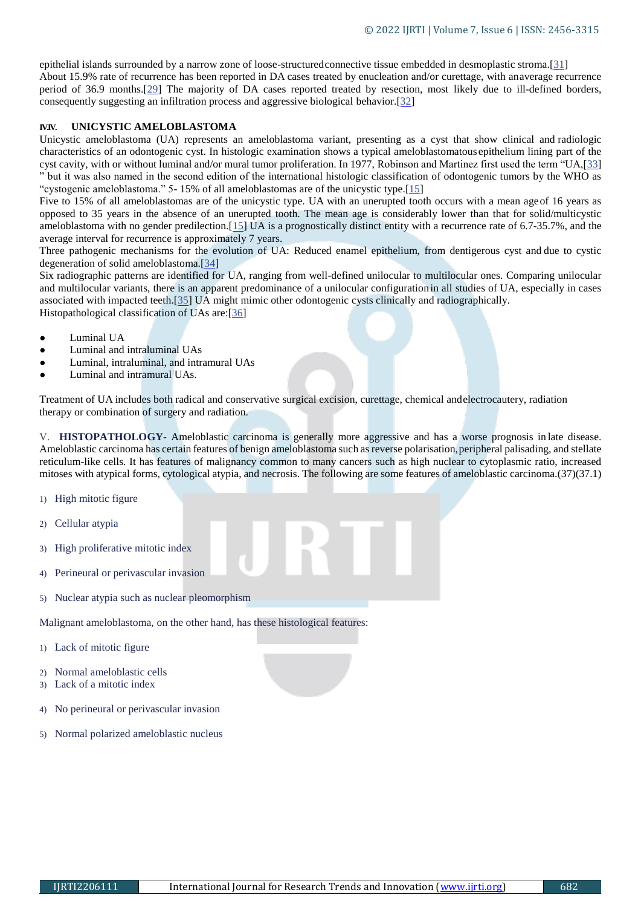epithelial islands surrounded by a narrow zone of loose-structured connective tissue embedded in desmoplastic stroma.[31]
About 15.9% rate of recurrence has been reported in DA cases treated by enucleation and/or curettage, with an average recurrence period of 36.9 months.[29] The majority of DA cases reported treated by resection, most likely due to ill-defined borders, consequently suggesting an infiltration process and aggressive biological behavior.[32]

## IV.IV. UNICYSTIC AMELOBLASTOMA

Unicystic ameloblastoma (UA) represents an ameloblastoma variant, presenting as a cyst that show clinical and radiologic characteristics of an odontogenic cyst. In histologic examination shows a typical ameloblastomatous epithelium lining part of the cyst cavity, with or without luminal and/or mural tumor proliferation. In 1977, Robinson and Martinez first used the term "UA,[33] " but it was also named in the second edition of the international histologic classification of odontogenic tumors by the WHO as "cystogenic ameloblastoma." 5- 15% of all ameloblastomas are of the unicystic type.[15]
Five to 15% of all ameloblastomas are of the unicystic type. UA with an unerupted tooth occurs with a mean age of 16 years as opposed to 35 years in the absence of an unerupted tooth. The mean age is considerably lower than that for solid/multicystic ameloblastoma with no gender predilection.[15] UA is a prognostically distinct entity with a recurrence rate of 6.7-35.7%, and the average interval for recurrence is approximately 7 years.
Three pathogenic mechanisms for the evolution of UA: Reduced enamel epithelium, from dentigerous cyst and due to cystic degeneration of solid ameloblastoma.[34]
Six radiographic patterns are identified for UA, ranging from well-defined unilocular to multilocular ones. Comparing unilocular and multilocular variants, there is an apparent predominance of a unilocular configuration in all studies of UA, especially in cases associated with impacted teeth.[35] UA might mimic other odontogenic cysts clinically and radiographically.
Histopathological classification of UAs are:[36]

- Luminal UA
- Luminal and intraluminal UAs
- Luminal, intraluminal, and intramural UAs
- Luminal and intramural UAs.

Treatment of UA includes both radical and conservative surgical excision, curettage, chemical and electrocautery, radiation therapy or combination of surgery and radiation.

## V. HISTOPATHOLOGY-

Ameloblastic carcinoma is generally more aggressive and has a worse prognosis in late disease. Ameloblastic carcinoma has certain features of benign ameloblastoma such as reverse polarisation, peripheral palisading, and stellate reticulum-like cells. It has features of malignancy common to many cancers such as high nuclear to cytoplasmic ratio, increased mitoses with atypical forms, cytological atypia, and necrosis. The following are some features of ameloblastic carcinoma.(37)(37.1)

1) High mitotic figure
2) Cellular atypia
3) High proliferative mitotic index
4) Perineural or perivascular invasion
5) Nuclear atypia such as nuclear pleomorphism

Malignant ameloblastoma, on the other hand, has these histological features:

1) Lack of mitotic figure
2) Normal ameloblastic cells
3) Lack of a mitotic index
4) No perineural or perivascular invasion
5) Normal polarized ameloblastic nucleus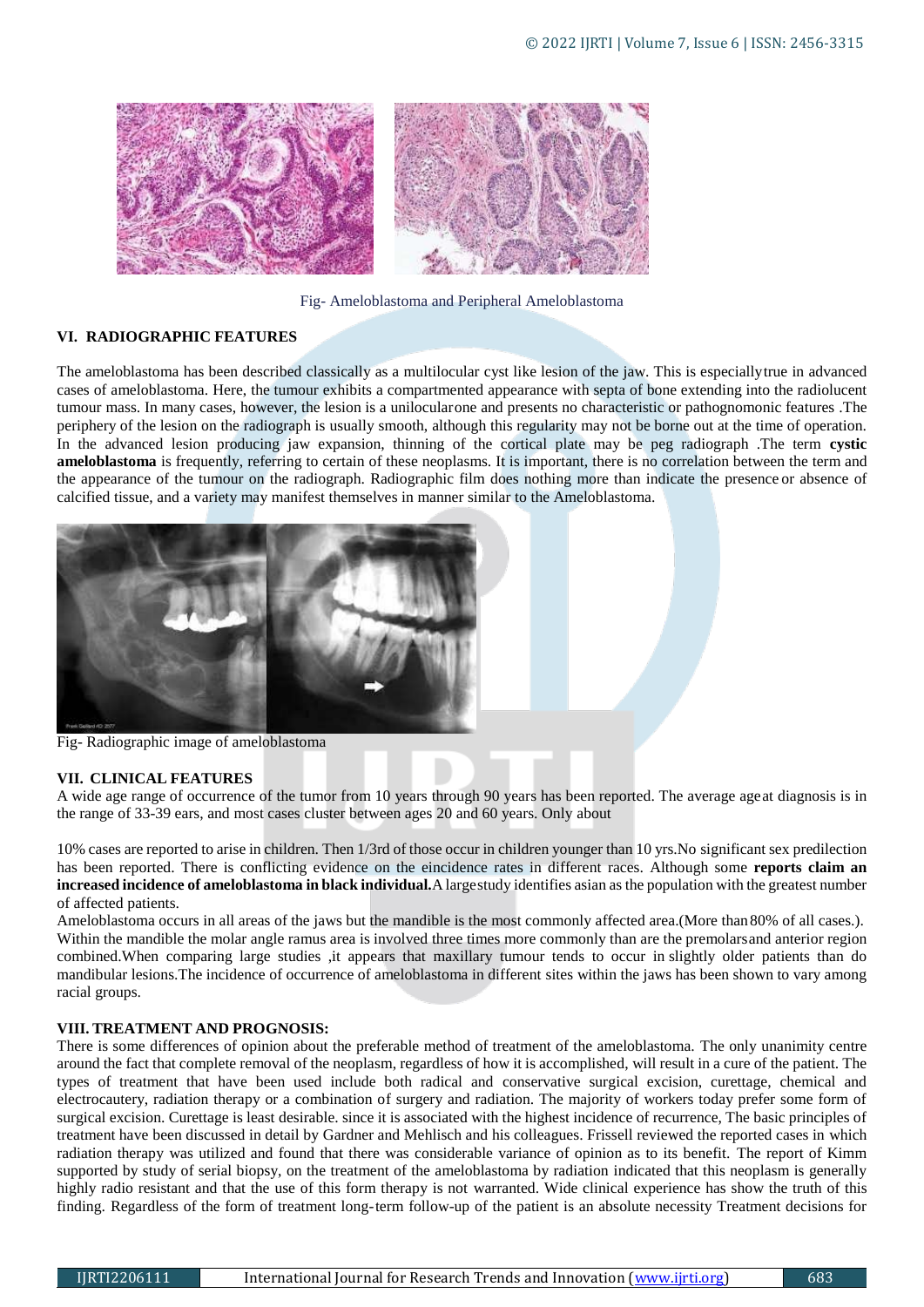Fig- Ameloblastoma and Peripheral Ameloblastoma

## VI. RADIOGRAPHIC FEATURES

The ameloblastoma has been described classically as a multilocular cyst like lesion of the jaw. This is especially true in advanced cases of ameloblastoma. Here, the tumour exhibits a compartmented appearance with septa of bone extending into the radiolucent tumour mass. In many cases, however, the lesion is a unilocular one and presents no characteristic or pathognomonic features .The periphery of the lesion on the radiograph is usually smooth, although this regularity may not be borne out at the time of operation. In the advanced lesion producing jaw expansion, thinning of the cortical plate may be peg radiograph .The term **cystic ameloblastoma** is frequently, referring to certain of these neoplasms. It is important, there is no correlation between the term and the appearance of the tumour on the radiograph. Radiographic film does nothing more than indicate the presence or absence of calcified tissue, and a variety may manifest themselves in manner similar to the Ameloblastoma.

Fig- Radiographic image of ameloblastoma

## VII. CLINICAL FEATURES

A wide age range of occurrence of the tumor from 10 years through 90 years has been reported. The average age at diagnosis is in the range of 33-39 ears, and most cases cluster between ages 20 and 60 years. Only about

10% cases are reported to arise in children. Then 1/3rd of those occur in children younger than 10 yrs.No significant sex predilection has been reported. There is conflicting evidence on the eincidence rates in different races. Although some **reports claim an increased incidence of ameloblastoma in black individual.** A large study identifies asian as the population with the greatest number of affected patients.

Ameloblastoma occurs in all areas of the jaws but the mandible is the most commonly affected area.(More than 80% of all cases.). Within the mandible the molar angle ramus area is involved three times more commonly than are the premolars and anterior region combined.When comparing large studies ,it appears that maxillary tumour tends to occur in slightly older patients than do mandibular lesions.The incidence of occurrence of ameloblastoma in different sites within the jaws has been shown to vary among racial groups.

## VIII. TREATMENT AND PROGNOSIS:

There is some differences of opinion about the preferable method of treatment of the ameloblastoma. The only unanimity centre around the fact that complete removal of the neoplasm, regardless of how it is accomplished, will result in a cure of the patient. The types of treatment that have been used include both radical and conservative surgical excision, curettage, chemical and electrocautery, radiation therapy or a combination of surgery and radiation. The majority of workers today prefer some form of surgical excision. Curettage is least desirable. since it is associated with the highest incidence of recurrence, The basic principles of treatment have been discussed in detail by Gardner and Mehlisch and his colleagues. Frissell reviewed the reported cases in which radiation therapy was utilized and found that there was considerable variance of opinion as to its benefit. The report of Kimm supported by study of serial biopsy, on the treatment of the ameloblastoma by radiation indicated that this neoplasm is generally highly radio resistant and that the use of this form therapy is not warranted. Wide clinical experience has show the truth of this finding. Regardless of the form of treatment long-term follow-up of the patient is an absolute necessity Treatment decisions for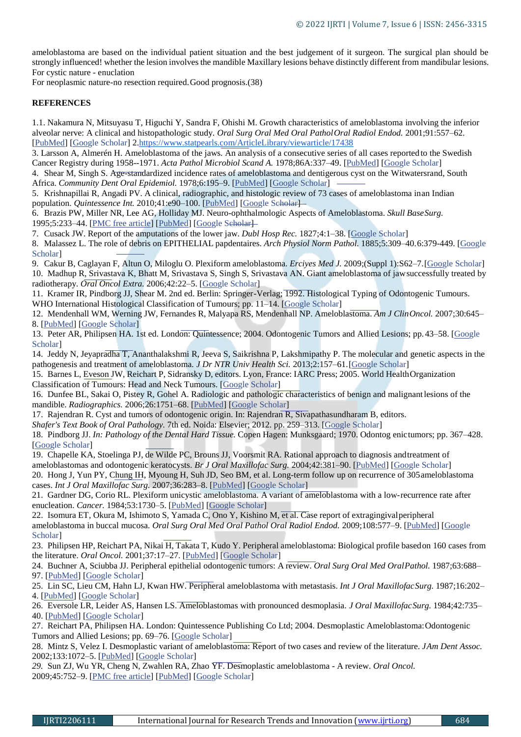ameloblastoma are based on the individual patient situation and the best judgement of it surgeon. The surgical plan should be strongly influenced! whether the lesion involves the mandible Maxillary lesions behave distinctly different from mandibular lesions. For cystic nature - enuclation

For neoplasmic nature-no resection required. Good prognosis.(38)

**REFERENCES**

1.1. Nakamura N, Mitsuyasu T, Higuchi Y, Sandra F, Ohishi M. Growth characteristics of ameloblastoma involving the inferior alveolar nerve: A clinical and histopathologic study. *Oral Surg Oral Med Oral Pathol Oral Radiol Endod.* 2001;91:557–62. [PubMed] [Google Scholar] 2.https://www.statpearls.com/ArticleLibrary/viewarticle/17438

3. Larsson A, Almerén H. Ameloblastoma of the jaws. An analysis of a consecutive series of all cases reported to the Swedish Cancer Registry during 1958--1971. *Acta Pathol Microbiol Scand A.* 1978;86A:337–49. [PubMed] [Google Scholar]

4. Shear M, Singh S. Age-standardized incidence rates of ameloblastoma and dentigerous cyst on the Witwatersrand, South Africa. *Community Dent Oral Epidemiol.* 1978;6:195–9. [PubMed] [Google Scholar]

5. Krishnapillai R, Angadi PV. A clinical, radiographic, and histologic review of 73 cases of ameloblastoma in an Indian population. *Quintessence Int.* 2010;41:e90–100. [PubMed] [Google Scholar]

6. Brazis PW, Miller NR, Lee AG, Holliday MJ. Neuro-ophthalmologic Aspects of Ameloblastoma. *Skull Base Surg.* 1995;5:233–44. [PMC free article] [PubMed] [Google Scholar]

7. Cusack JW. Report of the amputations of the lower jaw. *Dubl Hosp Rec.* 1827;4:1–38. [Google Scholar]

8. Malassez L. The role of debris on EPITHELIAL papdentaires. *Arch Physiol Norm Pathol.* 1885;5:309–40.6:379-449. [Google Scholar]

9. Cakur B, Caglayan F, Altun O, Miloglu O. Plexiform ameloblastoma. *Erciyes Med J.* 2009;(Suppl 1):S62–7.[Google Scholar]

10. Madhup R, Srivastava K, Bhatt M, Srivastava S, Singh S, Srivastava AN. Giant ameloblastoma of jaw successfully treated by radiotherapy. *Oral Oncol Extra.* 2006;42:22–5. [Google Scholar]

11. Kramer IR, Pindborg JJ, Shear M. 2nd ed. Berlin: Springer-Verlag; 1992. Histological Typing of Odontogenic Tumours. WHO International Histological Classification of Tumours; pp. 11–14. [Google Scholar]

12. Mendenhall WM, Werning JW, Fernandes R, Malyapa RS, Mendenhall NP. Ameloblastoma. *Am J Clin Oncol.* 2007;30:645–8. [PubMed] [Google Scholar]

13. Peter AR, Philipsen HA. 1st ed. London: Quintessence; 2004. Odontogenic Tumors and Allied Lesions; pp. 43–58. [Google Scholar]

14. Jeddy N, Jeyapradha T, Ananthalakshmi R, Jeeva S, Saikrishna P, Lakshmipathy P. The molecular and genetic aspects in the pathogenesis and treatment of ameloblastoma. *J Dr NTR Univ Health Sci.* 2013;2:157–61.[Google Scholar]

15. Barnes L, Eveson JW, Reichart P, Sidransky D, editors. Lyon, France: IARC Press; 2005. World Health Organization Classification of Tumours: Head and Neck Tumours. [Google Scholar]

16. Dunfee BL, Sakai O, Pistey R, Gohel A. Radiologic and pathologic characteristics of benign and malignant lesions of the mandible. *Radiographics.* 2006;26:1751–68. [PubMed] [Google Scholar]

17. Rajendran R. Cyst and tumors of odontogenic origin. In: Rajendran R, Sivapathasundharam B, editors. *Shafer's Text Book of Oral Pathology.* 7th ed. Noida: Elsevier; 2012. pp. 259–313. [Google Scholar]

18. Pindborg JJ. *In: Pathology of the Dental Hard Tissue.* Copen Hagen: Munksgaard; 1970. Odontog enictumors; pp. 367–428. [Google Scholar]

19. Chapelle KA, Stoelinga PJ, de Wilde PC, Brouns JJ, Voorsmit RA. Rational approach to diagnosis and treatment of ameloblastomas and odontogenic keratocysts. *Br J Oral Maxillofac Surg.* 2004;42:381–90. [PubMed] [Google Scholar]

20. Hong J, Yun PY, Chung IH, Myoung H, Suh JD, Seo BM, et al. Long-term follow up on recurrence of 305 ameloblastoma cases. *Int J Oral Maxillofac Surg.* 2007;36:283–8. [PubMed] [Google Scholar]

21. Gardner DG, Corio RL. Plexiform unicystic ameloblastoma. A variant of ameloblastoma with a low-recurrence rate after enucleation. *Cancer.* 1984;53:1730–5. [PubMed] [Google Scholar]

22. Isomura ET, Okura M, Ishimoto S, Yamada C, Ono Y, Kishino M, et al. Case report of extragingival peripheral ameloblastoma in buccal mucosa. *Oral Surg Oral Med Oral Pathol Oral Radiol Endod.* 2009;108:577–9. [PubMed] [Google Scholar]

23. Philipsen HP, Reichart PA, Nikai H, Takata T, Kudo Y. Peripheral ameloblastoma: Biological profile based on 160 cases from the literature. *Oral Oncol.* 2001;37:17–27. [PubMed] [Google Scholar]

24. Buchner A, Sciubba JJ. Peripheral epithelial odontogenic tumors: A review. *Oral Surg Oral Med Oral Pathol.* 1987;63:688–97. [PubMed] [Google Scholar]

25. Lin SC, Lieu CM, Hahn LJ, Kwan HW. Peripheral ameloblastoma with metastasis. *Int J Oral Maxillofac Surg.* 1987;16:202–4. [PubMed] [Google Scholar]

26. Eversole LR, Leider AS, Hansen LS. Ameloblastomas with pronounced desmoplasia. *J Oral Maxillofac Surg.* 1984;42:735–40. [PubMed] [Google Scholar]

27. Reichart PA, Philipsen HA. London: Quintessence Publishing Co Ltd; 2004. Desmoplastic Ameloblastoma: Odontogenic Tumors and Allied Lesions; pp. 69–76. [Google Scholar]

28. Mintz S, Velez I. Desmoplastic variant of ameloblastoma: Report of two cases and review of the literature. *J Am Dent Assoc.* 2002;133:1072–5. [PubMed] [Google Scholar]

*29.* Sun ZJ, Wu YR, Cheng N, Zwahlen RA, Zhao YF. Desmoplastic ameloblastoma - A review. *Oral Oncol.* 2009;45:752–9. [PMC free article] [PubMed] [Google Scholar]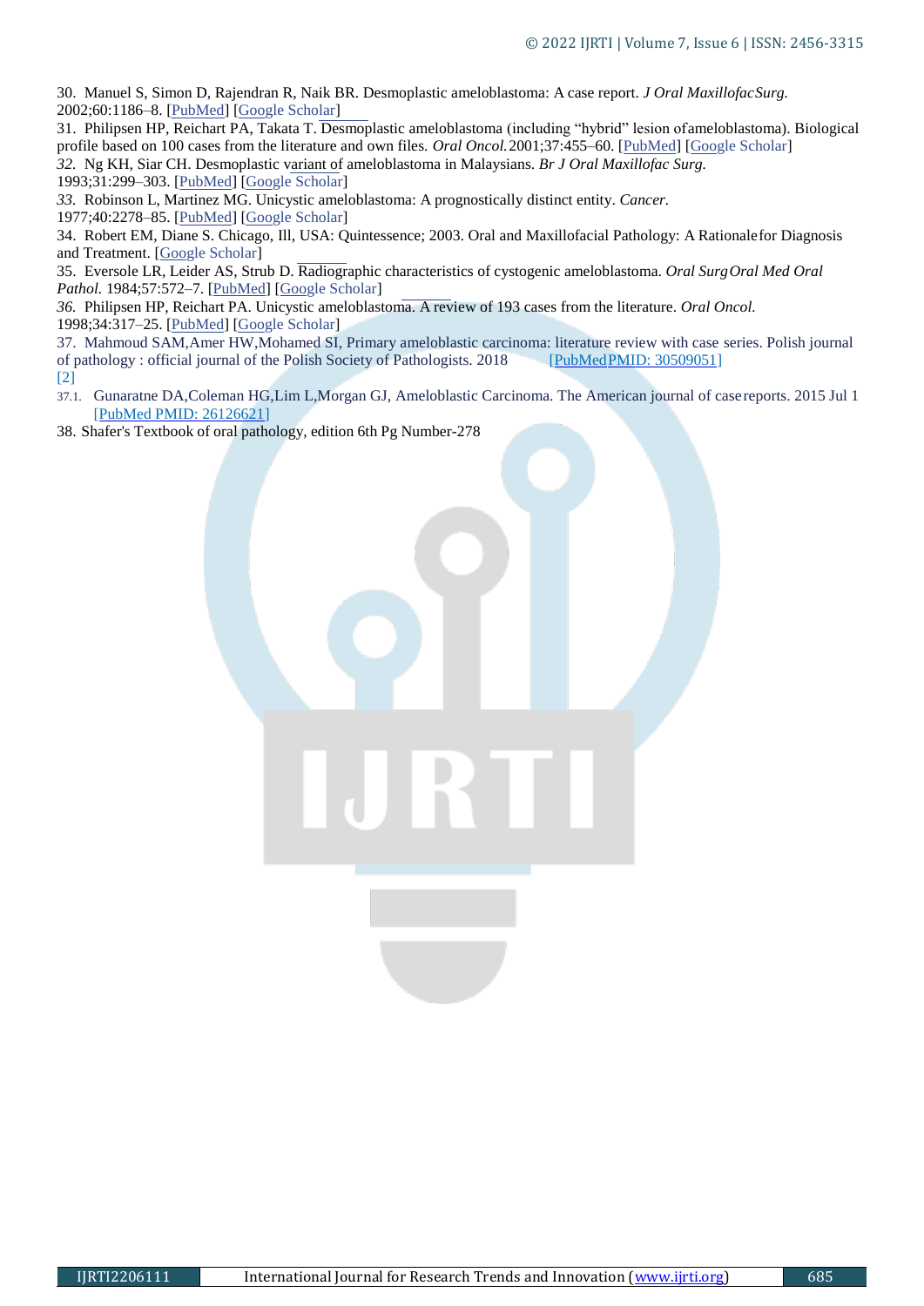30. Manuel S, Simon D, Rajendran R, Naik BR. Desmoplastic ameloblastoma: A case report. *J Oral MaxillofacSurg.* 2002;60:1186–8. [PubMed] [Google Scholar]

31. Philipsen HP, Reichart PA, Takata T. Desmoplastic ameloblastoma (including "hybrid" lesion ofameloblastoma). Biological profile based on 100 cases from the literature and own files. *Oral Oncol.* 2001;37:455–60. [PubMed] [Google Scholar]

*32.* Ng KH, Siar CH. Desmoplastic variant of ameloblastoma in Malaysians. *Br J Oral Maxillofac Surg.* 1993;31:299–303. [PubMed] [Google Scholar]

*33.* Robinson L, Martinez MG. Unicystic ameloblastoma: A prognostically distinct entity. *Cancer.* 1977;40:2278–85. [PubMed] [Google Scholar]

34. Robert EM, Diane S. Chicago, Ill, USA: Quintessence; 2003. Oral and Maxillofacial Pathology: A Rationalefor Diagnosis and Treatment. [Google Scholar]

35. Eversole LR, Leider AS, Strub D. Radiographic characteristics of cystogenic ameloblastoma. *Oral SurgOral Med Oral Pathol.* 1984;57:572–7. [PubMed] [Google Scholar]

*36.* Philipsen HP, Reichart PA. Unicystic ameloblastoma. A review of 193 cases from the literature. *Oral Oncol.* 1998;34:317–25. [PubMed] [Google Scholar]

37. Mahmoud SAM,Amer HW,Mohamed SI, Primary ameloblastic carcinoma: literature review with case series. Polish journal of pathology : official journal of the Polish Society of Pathologists. 2018 [PubMedPMID: 30509051] [2]

37.1. Gunaratne DA,Coleman HG,Lim L,Morgan GJ, Ameloblastic Carcinoma. The American journal of casereports. 2015 Jul 1 [PubMed PMID: 26126621]

38. Shafer's Textbook of oral pathology, edition 6th Pg Number-278